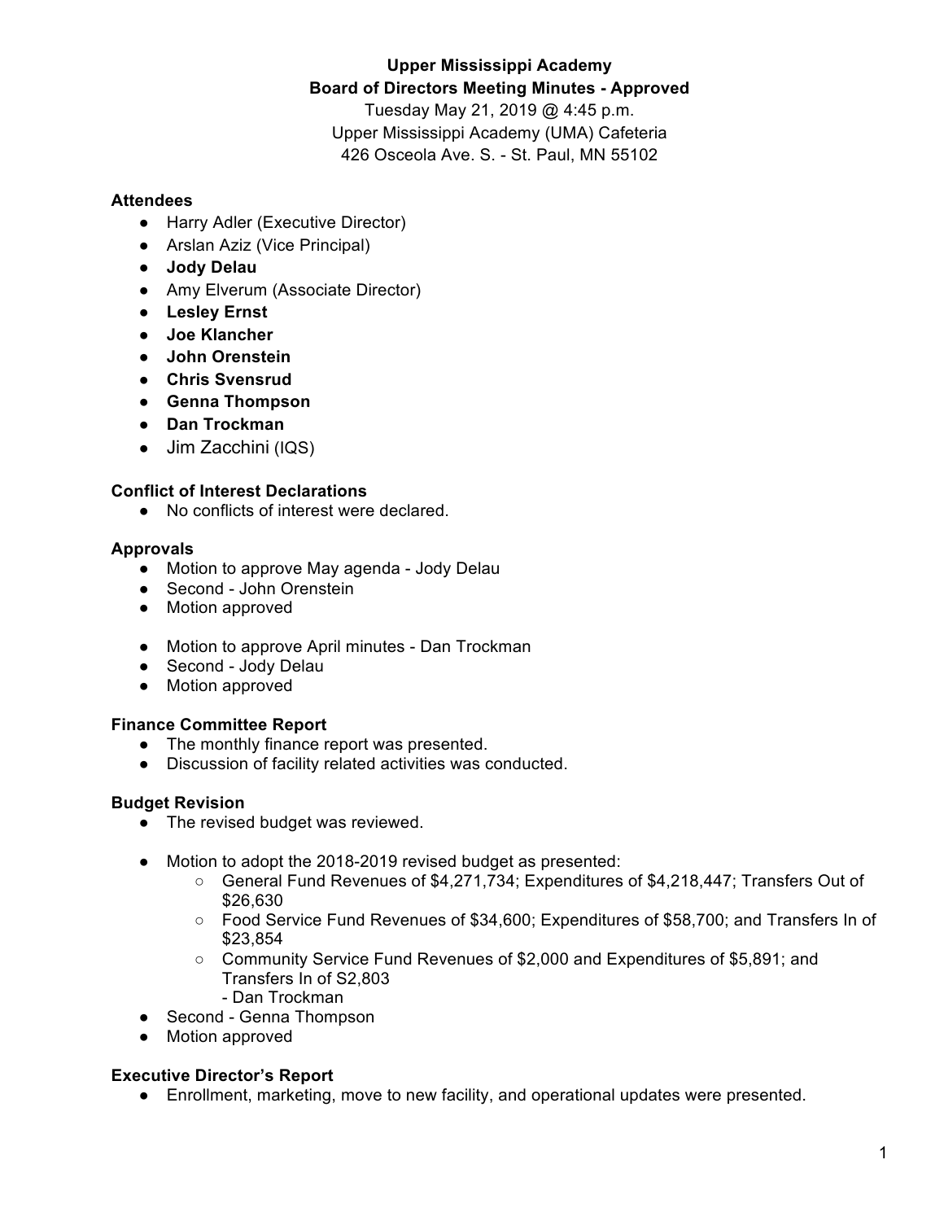**Upper Mississippi Academy**
**Board of Directors Meeting Minutes - Approved**
Tuesday May 21, 2019 @ 4:45 p.m.
Upper Mississippi Academy (UMA) Cafeteria
426 Osceola Ave. S. - St. Paul, MN 55102

### Attendees

- Harry Adler (Executive Director)
- Arslan Aziz (Vice Principal)
- **Jody Delau**
- Amy Elverum (Associate Director)
- **Lesley Ernst**
- **Joe Klancher**
- **John Orenstein**
- **Chris Svensrud**
- **Genna Thompson**
- **Dan Trockman**
- Jim Zacchini (IQS)

### Conflict of Interest Declarations

- No conflicts of interest were declared.

### Approvals

- Motion to approve May agenda - Jody Delau
- Second - John Orenstein
- Motion approved

- Motion to approve April minutes - Dan Trockman
- Second - Jody Delau
- Motion approved

### Finance Committee Report

- The monthly finance report was presented.
- Discussion of facility related activities was conducted.

### Budget Revision

- The revised budget was reviewed.

- Motion to adopt the 2018-2019 revised budget as presented:
  - General Fund Revenues of $4,271,734; Expenditures of $4,218,447; Transfers Out of $26,630
  - Food Service Fund Revenues of $34,600; Expenditures of $58,700; and Transfers In of $23,854
  - Community Service Fund Revenues of $2,000 and Expenditures of $5,891; and Transfers In of S2,803
    - Dan Trockman
- Second - Genna Thompson
- Motion approved

### Executive Director's Report

- Enrollment, marketing, move to new facility, and operational updates were presented.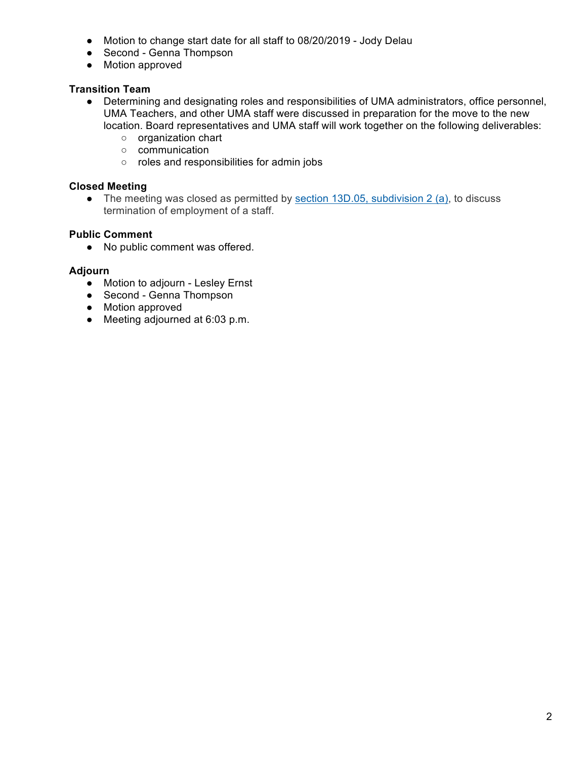- Motion to change start date for all staff to 08/20/2019 - Jody Delau
- Second - Genna Thompson
- Motion approved

**Transition Team**

- Determining and designating roles and responsibilities of UMA administrators, office personnel, UMA Teachers, and other UMA staff were discussed in preparation for the move to the new location. Board representatives and UMA staff will work together on the following deliverables:
  - organization chart
  - communication
  - roles and responsibilities for admin jobs

**Closed Meeting**

- The meeting was closed as permitted by section 13D.05, subdivision 2 (a), to discuss termination of employment of a staff.

**Public Comment**

- No public comment was offered.

**Adjourn**

- Motion to adjourn - Lesley Ernst
- Second - Genna Thompson
- Motion approved
- Meeting adjourned at 6:03 p.m.